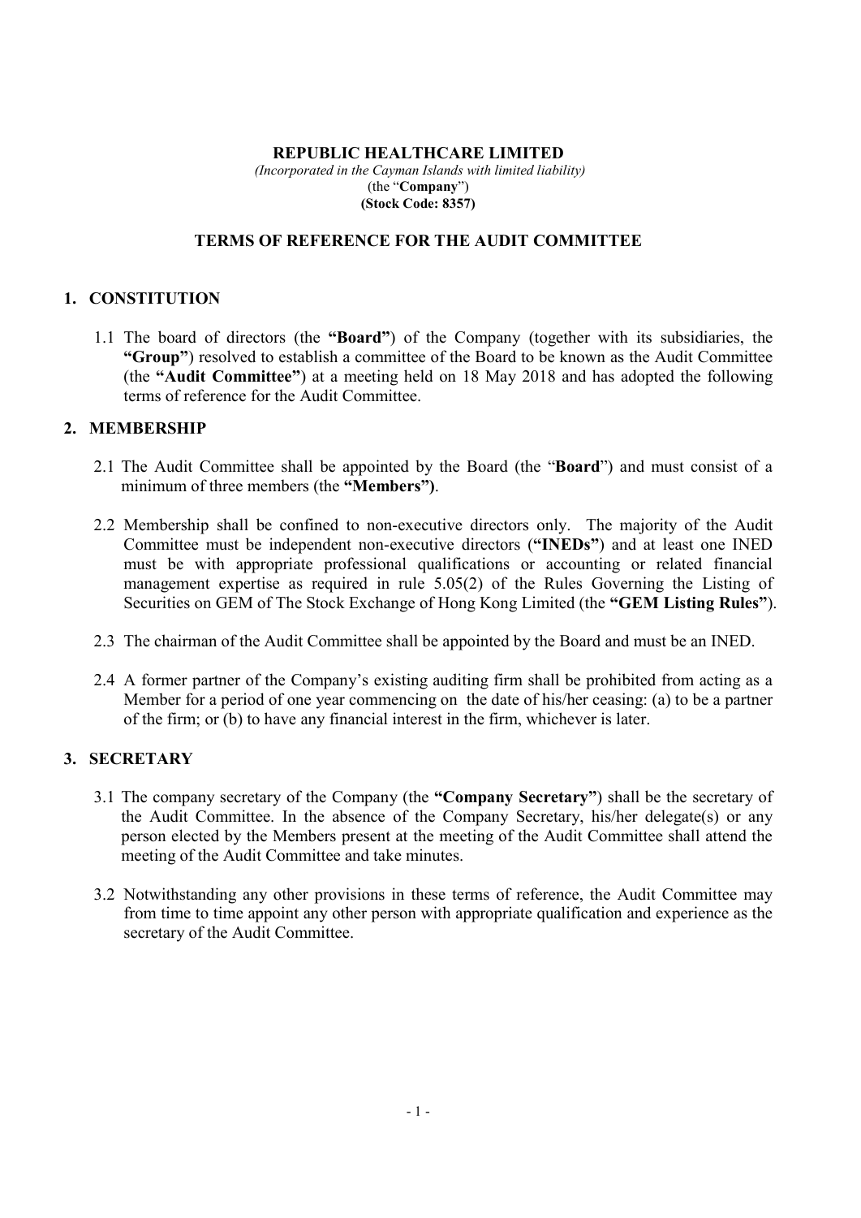**REPUBLIC HEALTHCARE LIMITED**

*(Incorporated in the Cayman Islands with limited liability)*

(the "**Company**")

**(Stock Code: 8357)**

# TERMS OF REFERENCE FOR THE AUDIT COMMITTEE

## 1. CONSTITUTION

1.1 The board of directors (the **"Board"**) of the Company (together with its subsidiaries, the **"Group"**) resolved to establish a committee of the Board to be known as the Audit Committee (the **"Audit Committee"**) at a meeting held on 18 May 2018 and has adopted the following terms of reference for the Audit Committee.

## 2. MEMBERSHIP

2.1 The Audit Committee shall be appointed by the Board (the "**Board**") and must consist of a minimum of three members (the **"Members")**.

2.2 Membership shall be confined to non-executive directors only. The majority of the Audit Committee must be independent non-executive directors (**"INEDs"**) and at least one INED must be with appropriate professional qualifications or accounting or related financial management expertise as required in rule 5.05(2) of the Rules Governing the Listing of Securities on GEM of The Stock Exchange of Hong Kong Limited (the **"GEM Listing Rules"**).

2.3 The chairman of the Audit Committee shall be appointed by the Board and must be an INED.

2.4 A former partner of the Company's existing auditing firm shall be prohibited from acting as a Member for a period of one year commencing on the date of his/her ceasing: (a) to be a partner of the firm; or (b) to have any financial interest in the firm, whichever is later.

## 3. SECRETARY

3.1 The company secretary of the Company (the **"Company Secretary"**) shall be the secretary of the Audit Committee. In the absence of the Company Secretary, his/her delegate(s) or any person elected by the Members present at the meeting of the Audit Committee shall attend the meeting of the Audit Committee and take minutes.

3.2 Notwithstanding any other provisions in these terms of reference, the Audit Committee may from time to time appoint any other person with appropriate qualification and experience as the secretary of the Audit Committee.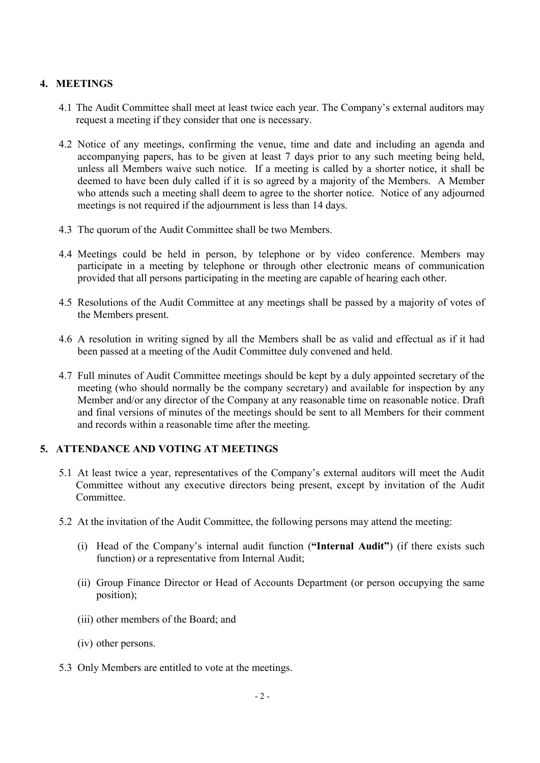## 4. MEETINGS

4.1 The Audit Committee shall meet at least twice each year. The Company's external auditors may request a meeting if they consider that one is necessary.

4.2 Notice of any meetings, confirming the venue, time and date and including an agenda and accompanying papers, has to be given at least 7 days prior to any such meeting being held, unless all Members waive such notice. If a meeting is called by a shorter notice, it shall be deemed to have been duly called if it is so agreed by a majority of the Members. A Member who attends such a meeting shall deem to agree to the shorter notice. Notice of any adjourned meetings is not required if the adjournment is less than 14 days.

4.3 The quorum of the Audit Committee shall be two Members.

4.4 Meetings could be held in person, by telephone or by video conference. Members may participate in a meeting by telephone or through other electronic means of communication provided that all persons participating in the meeting are capable of hearing each other.

4.5 Resolutions of the Audit Committee at any meetings shall be passed by a majority of votes of the Members present.

4.6 A resolution in writing signed by all the Members shall be as valid and effectual as if it had been passed at a meeting of the Audit Committee duly convened and held.

4.7 Full minutes of Audit Committee meetings should be kept by a duly appointed secretary of the meeting (who should normally be the company secretary) and available for inspection by any Member and/or any director of the Company at any reasonable time on reasonable notice. Draft and final versions of minutes of the meetings should be sent to all Members for their comment and records within a reasonable time after the meeting.

## 5. ATTENDANCE AND VOTING AT MEETINGS

5.1 At least twice a year, representatives of the Company's external auditors will meet the Audit Committee without any executive directors being present, except by invitation of the Audit Committee.

5.2 At the invitation of the Audit Committee, the following persons may attend the meeting:

(i) Head of the Company's internal audit function (**"Internal Audit"**) (if there exists such function) or a representative from Internal Audit;

(ii) Group Finance Director or Head of Accounts Department (or person occupying the same position);

(iii) other members of the Board; and

(iv) other persons.

5.3 Only Members are entitled to vote at the meetings.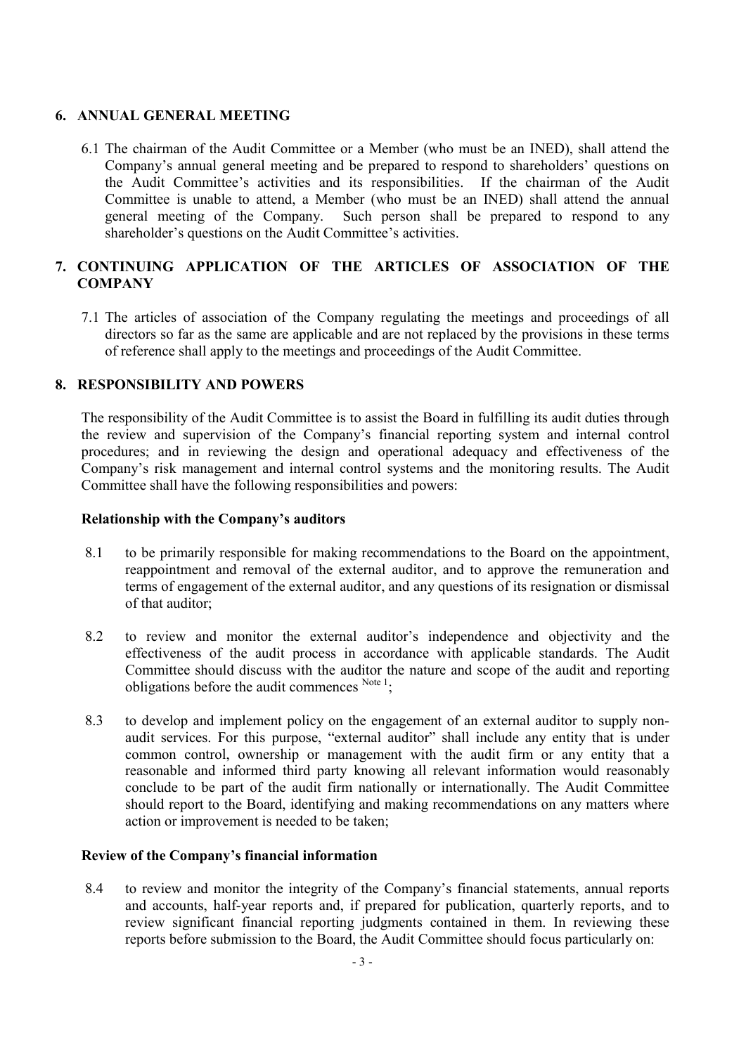## 6. ANNUAL GENERAL MEETING

6.1 The chairman of the Audit Committee or a Member (who must be an INED), shall attend the Company's annual general meeting and be prepared to respond to shareholders' questions on the Audit Committee's activities and its responsibilities. If the chairman of the Audit Committee is unable to attend, a Member (who must be an INED) shall attend the annual general meeting of the Company. Such person shall be prepared to respond to any shareholder's questions on the Audit Committee's activities.

## 7. CONTINUING APPLICATION OF THE ARTICLES OF ASSOCIATION OF THE COMPANY

7.1 The articles of association of the Company regulating the meetings and proceedings of all directors so far as the same are applicable and are not replaced by the provisions in these terms of reference shall apply to the meetings and proceedings of the Audit Committee.

## 8. RESPONSIBILITY AND POWERS

The responsibility of the Audit Committee is to assist the Board in fulfilling its audit duties through the review and supervision of the Company's financial reporting system and internal control procedures; and in reviewing the design and operational adequacy and effectiveness of the Company's risk management and internal control systems and the monitoring results. The Audit Committee shall have the following responsibilities and powers:

**Relationship with the Company's auditors**

8.1 to be primarily responsible for making recommendations to the Board on the appointment, reappointment and removal of the external auditor, and to approve the remuneration and terms of engagement of the external auditor, and any questions of its resignation or dismissal of that auditor;

8.2 to review and monitor the external auditor's independence and objectivity and the effectiveness of the audit process in accordance with applicable standards. The Audit Committee should discuss with the auditor the nature and scope of the audit and reporting obligations before the audit commences [Note 1];

8.3 to develop and implement policy on the engagement of an external auditor to supply non-audit services. For this purpose, "external auditor" shall include any entity that is under common control, ownership or management with the audit firm or any entity that a reasonable and informed third party knowing all relevant information would reasonably conclude to be part of the audit firm nationally or internationally. The Audit Committee should report to the Board, identifying and making recommendations on any matters where action or improvement is needed to be taken;

**Review of the Company's financial information**

8.4 to review and monitor the integrity of the Company's financial statements, annual reports and accounts, half-year reports and, if prepared for publication, quarterly reports, and to review significant financial reporting judgments contained in them. In reviewing these reports before submission to the Board, the Audit Committee should focus particularly on: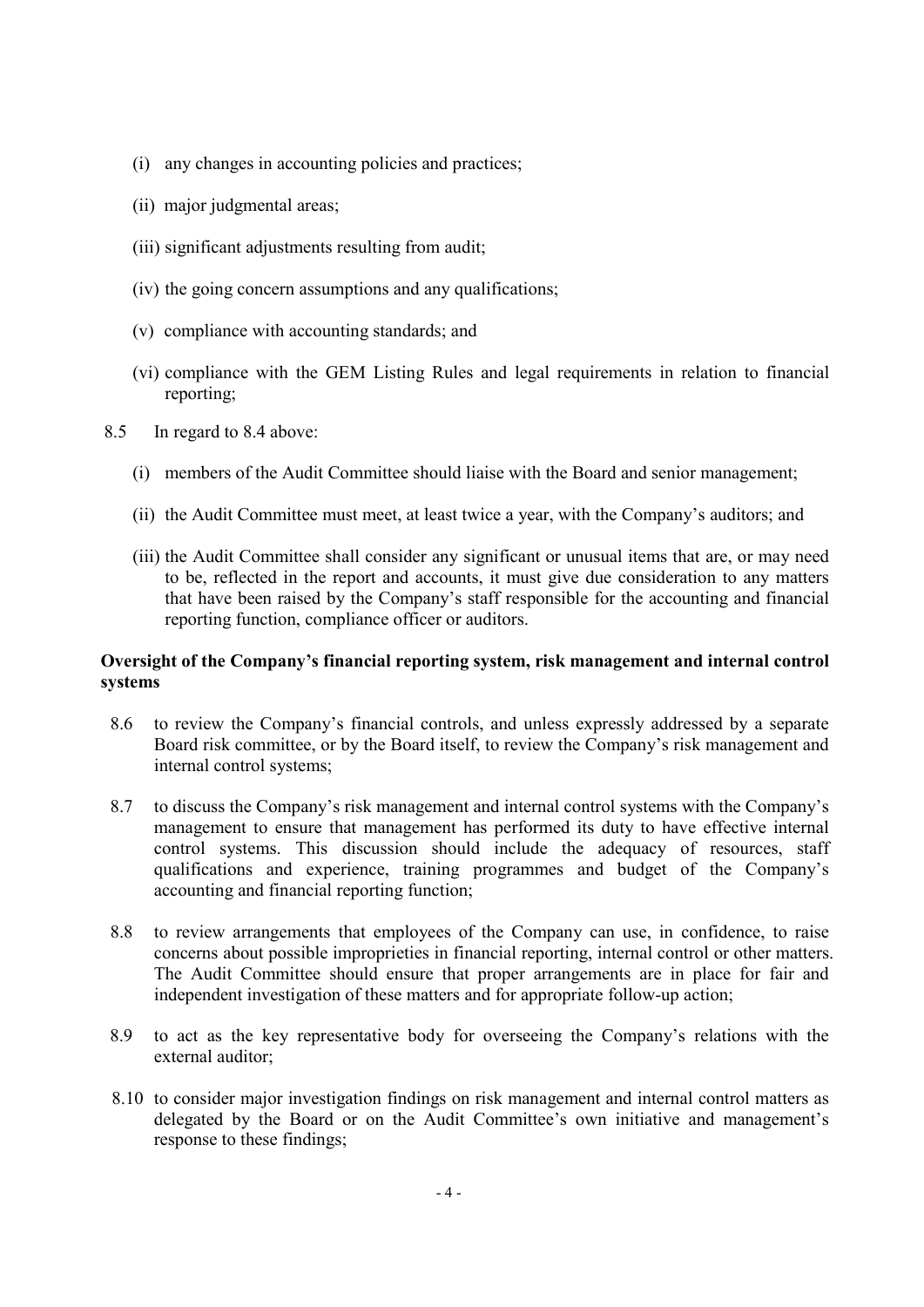(i) any changes in accounting policies and practices;

(ii) major judgmental areas;

(iii) significant adjustments resulting from audit;

(iv) the going concern assumptions and any qualifications;

(v) compliance with accounting standards; and

(vi) compliance with the GEM Listing Rules and legal requirements in relation to financial reporting;

8.5 In regard to 8.4 above:

(i) members of the Audit Committee should liaise with the Board and senior management;

(ii) the Audit Committee must meet, at least twice a year, with the Company's auditors; and

(iii) the Audit Committee shall consider any significant or unusual items that are, or may need to be, reflected in the report and accounts, it must give due consideration to any matters that have been raised by the Company's staff responsible for the accounting and financial reporting function, compliance officer or auditors.

**Oversight of the Company's financial reporting system, risk management and internal control systems**

8.6 to review the Company's financial controls, and unless expressly addressed by a separate Board risk committee, or by the Board itself, to review the Company's risk management and internal control systems;

8.7 to discuss the Company's risk management and internal control systems with the Company's management to ensure that management has performed its duty to have effective internal control systems. This discussion should include the adequacy of resources, staff qualifications and experience, training programmes and budget of the Company's accounting and financial reporting function;

8.8 to review arrangements that employees of the Company can use, in confidence, to raise concerns about possible improprieties in financial reporting, internal control or other matters. The Audit Committee should ensure that proper arrangements are in place for fair and independent investigation of these matters and for appropriate follow-up action;

8.9 to act as the key representative body for overseeing the Company's relations with the external auditor;

8.10 to consider major investigation findings on risk management and internal control matters as delegated by the Board or on the Audit Committee's own initiative and management's response to these findings;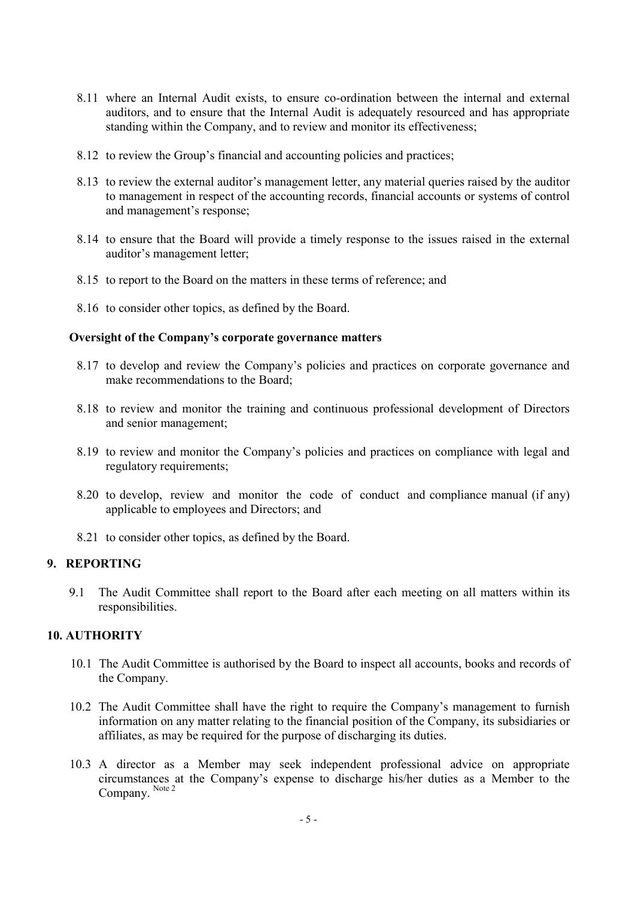8.11 where an Internal Audit exists, to ensure co-ordination between the internal and external auditors, and to ensure that the Internal Audit is adequately resourced and has appropriate standing within the Company, and to review and monitor its effectiveness;

8.12 to review the Group's financial and accounting policies and practices;

8.13 to review the external auditor's management letter, any material queries raised by the auditor to management in respect of the accounting records, financial accounts or systems of control and management's response;

8.14 to ensure that the Board will provide a timely response to the issues raised in the external auditor's management letter;

8.15 to report to the Board on the matters in these terms of reference; and

8.16 to consider other topics, as defined by the Board.

**Oversight of the Company's corporate governance matters**

8.17 to develop and review the Company's policies and practices on corporate governance and make recommendations to the Board;

8.18 to review and monitor the training and continuous professional development of Directors and senior management;

8.19 to review and monitor the Company's policies and practices on compliance with legal and regulatory requirements;

8.20 to develop, review and monitor the code of conduct and compliance manual (if any) applicable to employees and Directors; and

8.21 to consider other topics, as defined by the Board.

## 9. REPORTING

9.1 The Audit Committee shall report to the Board after each meeting on all matters within its responsibilities.

## 10. AUTHORITY

10.1 The Audit Committee is authorised by the Board to inspect all accounts, books and records of the Company.

10.2 The Audit Committee shall have the right to require the Company's management to furnish information on any matter relating to the financial position of the Company, its subsidiaries or affiliates, as may be required for the purpose of discharging its duties.

10.3 A director as a Member may seek independent professional advice on appropriate circumstances at the Company's expense to discharge his/her duties as a Member to the Company. [Note 2]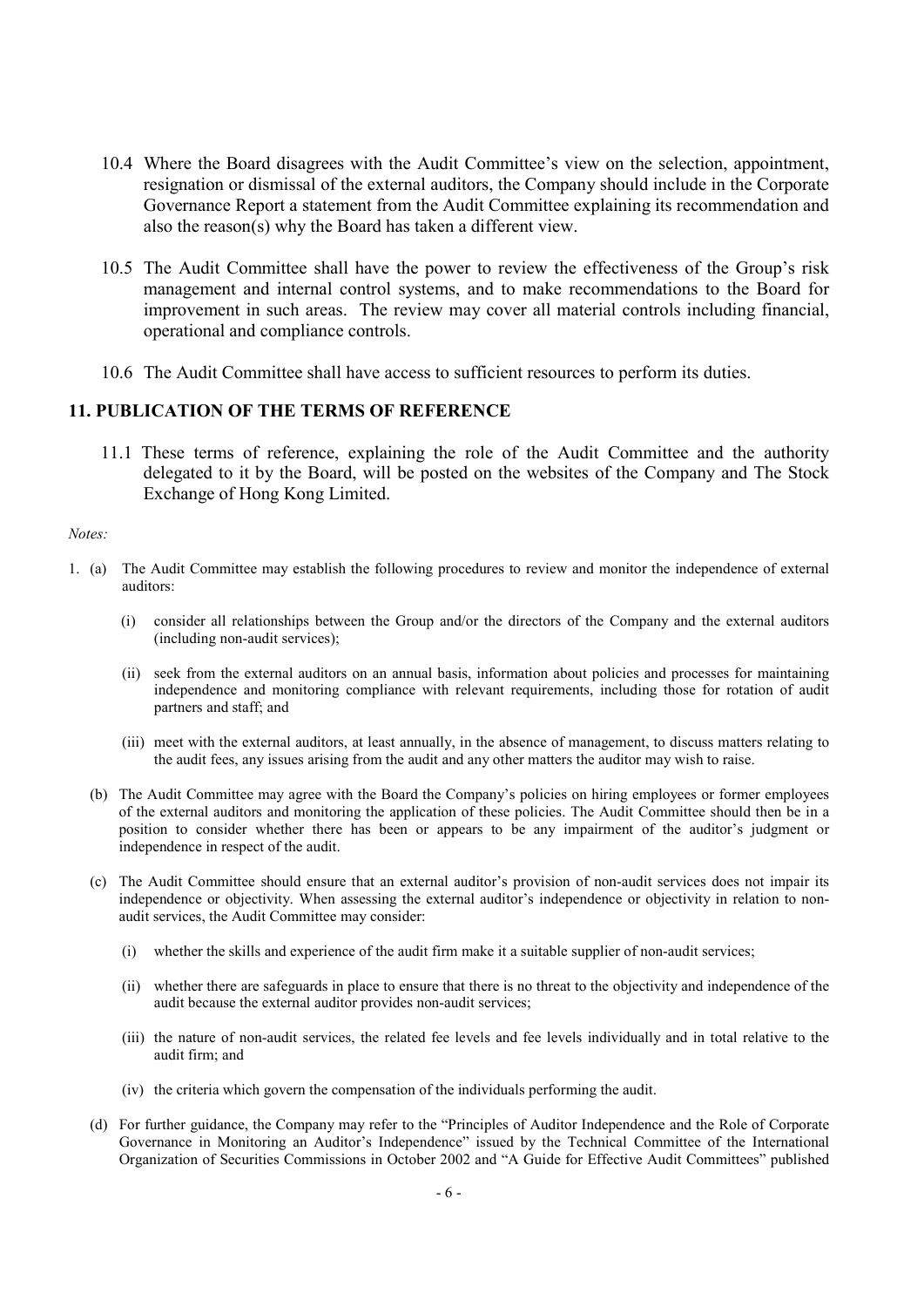10.4 Where the Board disagrees with the Audit Committee's view on the selection, appointment, resignation or dismissal of the external auditors, the Company should include in the Corporate Governance Report a statement from the Audit Committee explaining its recommendation and also the reason(s) why the Board has taken a different view.

10.5 The Audit Committee shall have the power to review the effectiveness of the Group's risk management and internal control systems, and to make recommendations to the Board for improvement in such areas. The review may cover all material controls including financial, operational and compliance controls.

10.6 The Audit Committee shall have access to sufficient resources to perform its duties.

## 11. PUBLICATION OF THE TERMS OF REFERENCE

11.1 These terms of reference, explaining the role of the Audit Committee and the authority delegated to it by the Board, will be posted on the websites of the Company and The Stock Exchange of Hong Kong Limited.

*Notes:*

1. (a) The Audit Committee may establish the following procedures to review and monitor the independence of external auditors:

   (i) consider all relationships between the Group and/or the directors of the Company and the external auditors (including non-audit services);

   (ii) seek from the external auditors on an annual basis, information about policies and processes for maintaining independence and monitoring compliance with relevant requirements, including those for rotation of audit partners and staff; and

   (iii) meet with the external auditors, at least annually, in the absence of management, to discuss matters relating to the audit fees, any issues arising from the audit and any other matters the auditor may wish to raise.

   (b) The Audit Committee may agree with the Board the Company's policies on hiring employees or former employees of the external auditors and monitoring the application of these policies. The Audit Committee should then be in a position to consider whether there has been or appears to be any impairment of the auditor's judgment or independence in respect of the audit.

   (c) The Audit Committee should ensure that an external auditor's provision of non-audit services does not impair its independence or objectivity. When assessing the external auditor's independence or objectivity in relation to non-audit services, the Audit Committee may consider:

   (i) whether the skills and experience of the audit firm make it a suitable supplier of non-audit services;

   (ii) whether there are safeguards in place to ensure that there is no threat to the objectivity and independence of the audit because the external auditor provides non-audit services;

   (iii) the nature of non-audit services, the related fee levels and fee levels individually and in total relative to the audit firm; and

   (iv) the criteria which govern the compensation of the individuals performing the audit.

   (d) For further guidance, the Company may refer to the "Principles of Auditor Independence and the Role of Corporate Governance in Monitoring an Auditor's Independence" issued by the Technical Committee of the International Organization of Securities Commissions in October 2002 and "A Guide for Effective Audit Committees" published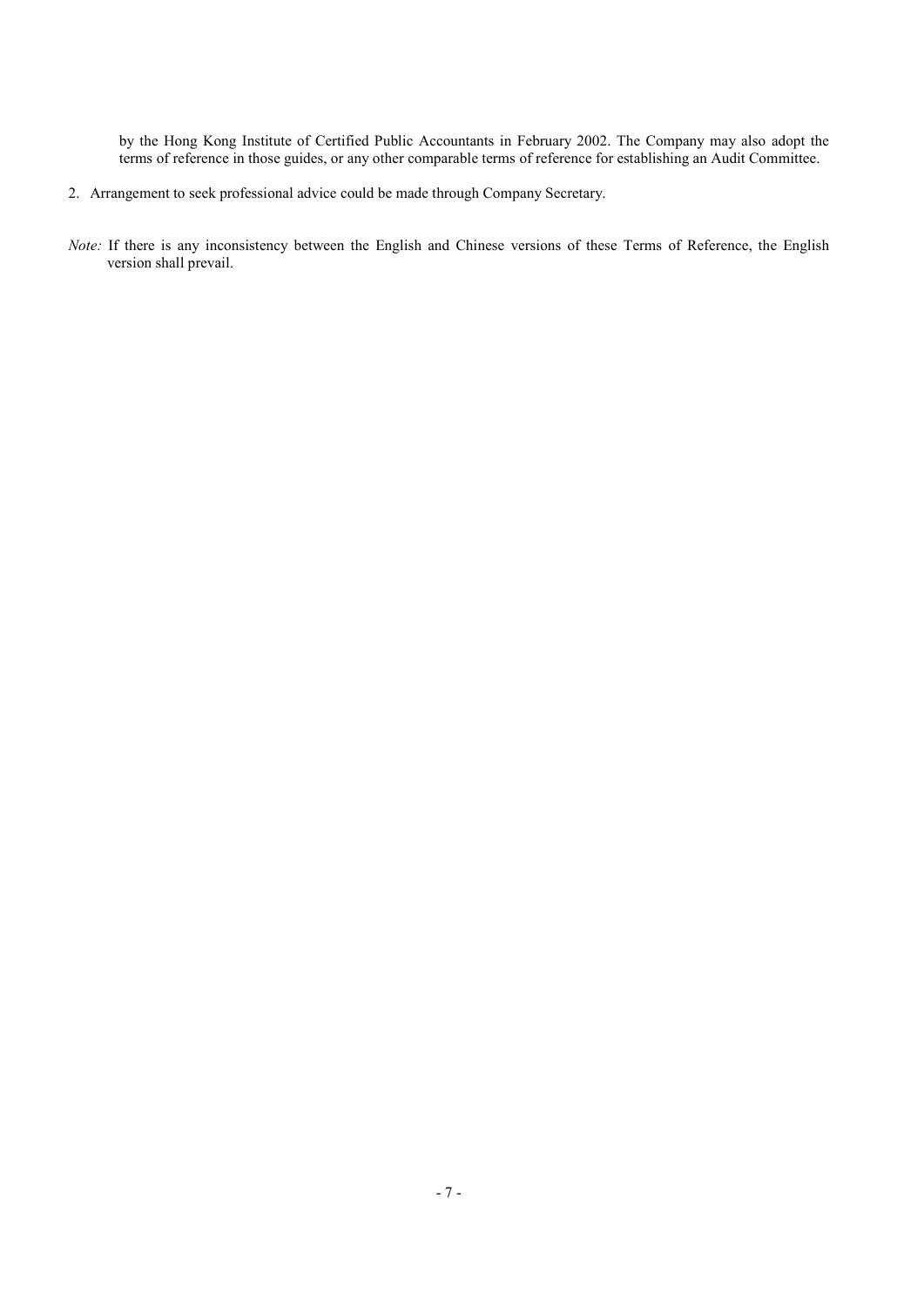by the Hong Kong Institute of Certified Public Accountants in February 2002. The Company may also adopt the terms of reference in those guides, or any other comparable terms of reference for establishing an Audit Committee.

2. Arrangement to seek professional advice could be made through Company Secretary.

*Note:* If there is any inconsistency between the English and Chinese versions of these Terms of Reference, the English version shall prevail.